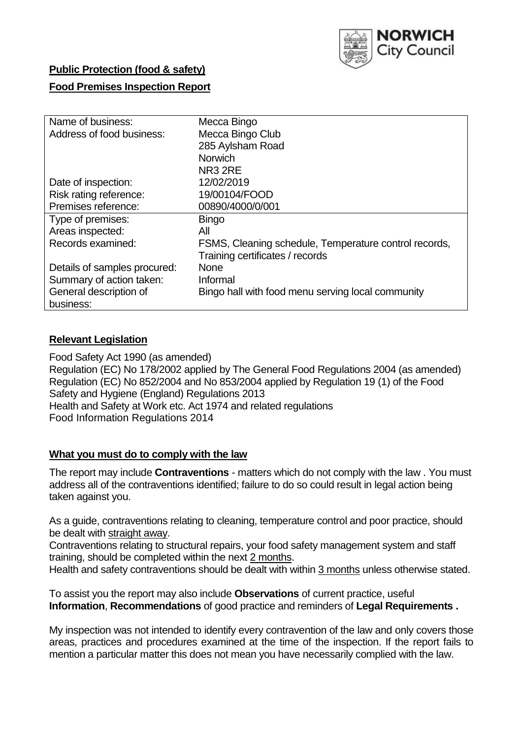**Public Protection (food & safety)**

**Food Premises Inspection Report**

| Name of business: | Mecca Bingo |
|---|---|
| Address of food business: | Mecca Bingo Club<br>285 Aylsham Road<br>Norwich<br>NR3 2RE |
| Date of inspection: | 12/02/2019 |
| Risk rating reference: | 19/00104/FOOD |
| Premises reference: | 00890/4000/0/001 |
| Type of premises: | Bingo |
| Areas inspected: | All |
| Records examined: | FSMS, Cleaning schedule, Temperature control records, Training certificates / records |
| Details of samples procured: | None |
| Summary of action taken: | Informal |
| General description of business: | Bingo hall with food menu serving local community |

## **Relevant Legislation**

Food Safety Act 1990 (as amended)
Regulation (EC) No 178/2002 applied by The General Food Regulations 2004 (as amended)
Regulation (EC) No 852/2004 and No 853/2004 applied by Regulation 19 (1) of the Food Safety and Hygiene (England) Regulations 2013
Health and Safety at Work etc. Act 1974 and related regulations
Food Information Regulations 2014

## **What you must do to comply with the law**

The report may include **Contraventions** - matters which do not comply with the law . You must address all of the contraventions identified; failure to do so could result in legal action being taken against you.

As a guide, contraventions relating to cleaning, temperature control and poor practice, should be dealt with straight away.
Contraventions relating to structural repairs, your food safety management system and staff training, should be completed within the next 2 months.
Health and safety contraventions should be dealt with within 3 months unless otherwise stated.

To assist you the report may also include **Observations** of current practice, useful **Information**, **Recommendations** of good practice and reminders of **Legal Requirements .**

My inspection was not intended to identify every contravention of the law and only covers those areas, practices and procedures examined at the time of the inspection. If the report fails to mention a particular matter this does not mean you have necessarily complied with the law.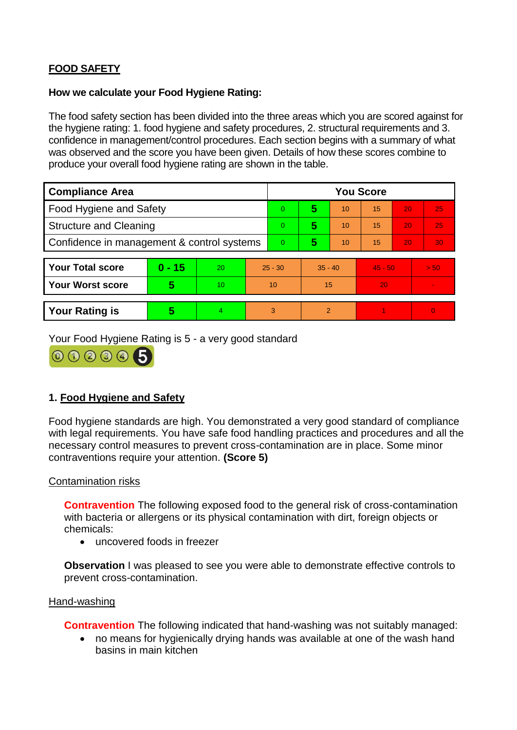**FOOD SAFETY**

**How we calculate your Food Hygiene Rating:**

The food safety section has been divided into the three areas which you are scored against for the hygiene rating: 1. food hygiene and safety procedures, 2. structural requirements and 3. confidence in management/control procedures. Each section begins with a summary of what was observed and the score you have been given. Details of how these scores combine to produce your overall food hygiene rating are shown in the table.

| Compliance Area | You Score | | | | | |
|---|---|---|---|---|---|---|
| Food Hygiene and Safety | 0 | **5** | 10 | 15 | 20 | 25 |
| Structure and Cleaning | 0 | **5** | 10 | 15 | 20 | 25 |
| Confidence in management & control systems | 0 | **5** | 10 | 15 | 20 | 30 |

| | | | | | | |
|---|---|---|---|---|---|---|
| **Your Total score** | **0 - 15** | 20 | 25 - 30 | 35 - 40 | 45 - 50 | > 50 |
| **Your Worst score** | **5** | 10 | 10 | 15 | 20 | - |

| | | | | | | |
|---|---|---|---|---|---|---|
| **Your Rating is** | **5** | 4 | 3 | 2 | 1 | 0 |

Your Food Hygiene Rating is 5 - a very good standard

## 1. Food Hygiene and Safety

Food hygiene standards are high. You demonstrated a very good standard of compliance with legal requirements. You have safe food handling practices and procedures and all the necessary control measures to prevent cross-contamination are in place. Some minor contraventions require your attention. **(Score 5)**

Contamination risks

**Contravention** The following exposed food to the general risk of cross-contamination with bacteria or allergens or its physical contamination with dirt, foreign objects or chemicals:

- uncovered foods in freezer

**Observation** I was pleased to see you were able to demonstrate effective controls to prevent cross-contamination.

Hand-washing

**Contravention** The following indicated that hand-washing was not suitably managed:

- no means for hygienically drying hands was available at one of the wash hand basins in main kitchen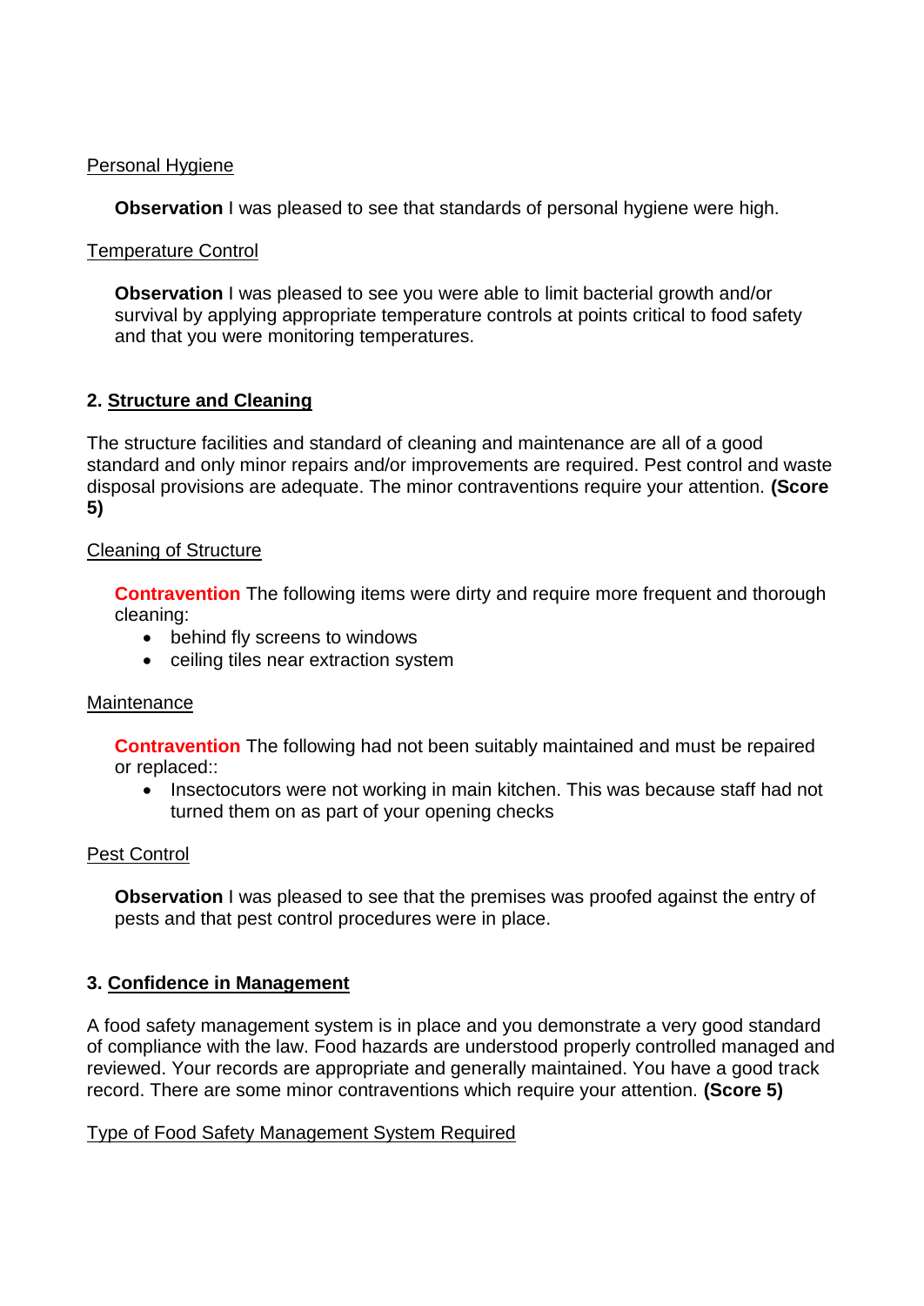Personal Hygiene

**Observation** I was pleased to see that standards of personal hygiene were high.

Temperature Control

**Observation** I was pleased to see you were able to limit bacterial growth and/or survival by applying appropriate temperature controls at points critical to food safety and that you were monitoring temperatures.

## 2. Structure and Cleaning

The structure facilities and standard of cleaning and maintenance are all of a good standard and only minor repairs and/or improvements are required. Pest control and waste disposal provisions are adequate. The minor contraventions require your attention. **(Score 5)**

Cleaning of Structure

**Contravention** The following items were dirty and require more frequent and thorough cleaning:

- behind fly screens to windows
- ceiling tiles near extraction system

Maintenance

**Contravention** The following had not been suitably maintained and must be repaired or replaced::

- Insectocutors were not working in main kitchen. This was because staff had not turned them on as part of your opening checks

Pest Control

**Observation** I was pleased to see that the premises was proofed against the entry of pests and that pest control procedures were in place.

## 3. Confidence in Management

A food safety management system is in place and you demonstrate a very good standard of compliance with the law. Food hazards are understood properly controlled managed and reviewed. Your records are appropriate and generally maintained. You have a good track record. There are some minor contraventions which require your attention. **(Score 5)**

Type of Food Safety Management System Required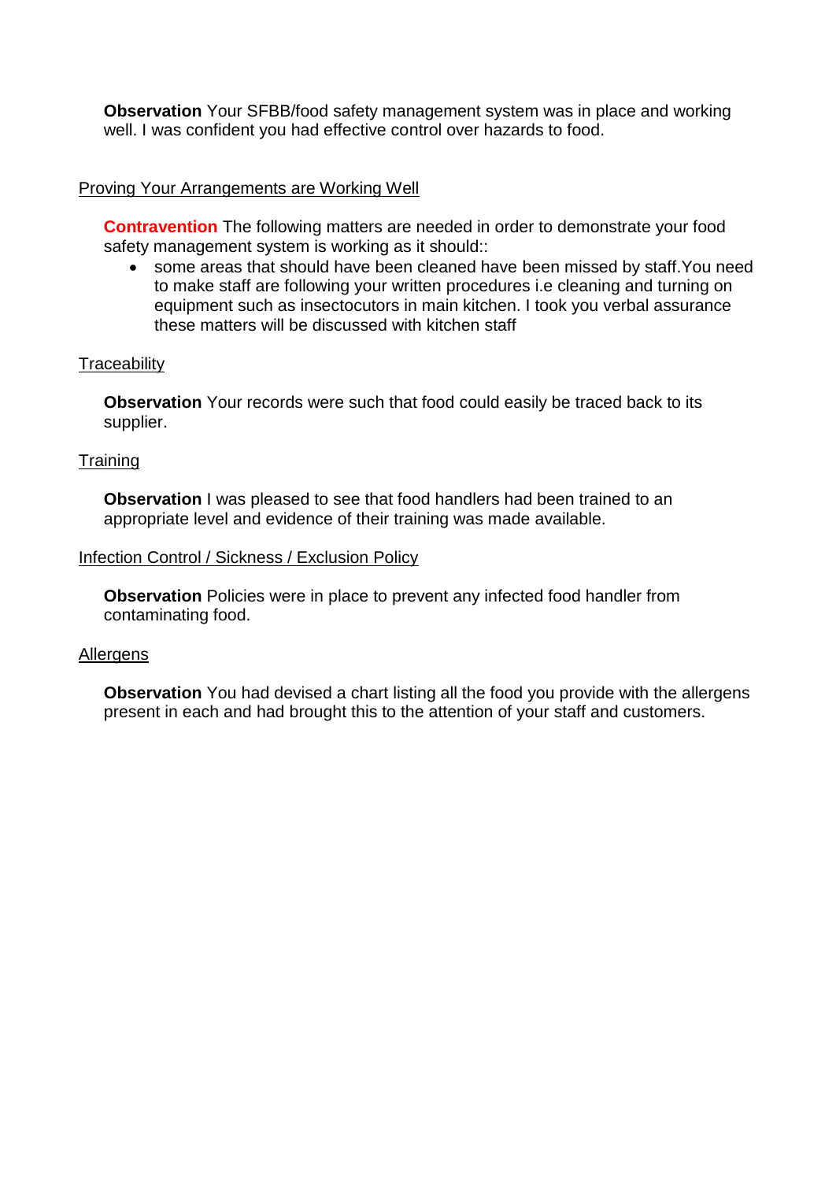**Observation** Your SFBB/food safety management system was in place and working well. I was confident you had effective control over hazards to food.

Proving Your Arrangements are Working Well

**Contravention** The following matters are needed in order to demonstrate your food safety management system is working as it should::

- some areas that should have been cleaned have been missed by staff.You need to make staff are following your written procedures i.e cleaning and turning on equipment such as insectocutors in main kitchen. I took you verbal assurance these matters will be discussed with kitchen staff

Traceability

**Observation** Your records were such that food could easily be traced back to its supplier.

Training

**Observation** I was pleased to see that food handlers had been trained to an appropriate level and evidence of their training was made available.

Infection Control / Sickness / Exclusion Policy

**Observation** Policies were in place to prevent any infected food handler from contaminating food.

Allergens

**Observation** You had devised a chart listing all the food you provide with the allergens present in each and had brought this to the attention of your staff and customers.